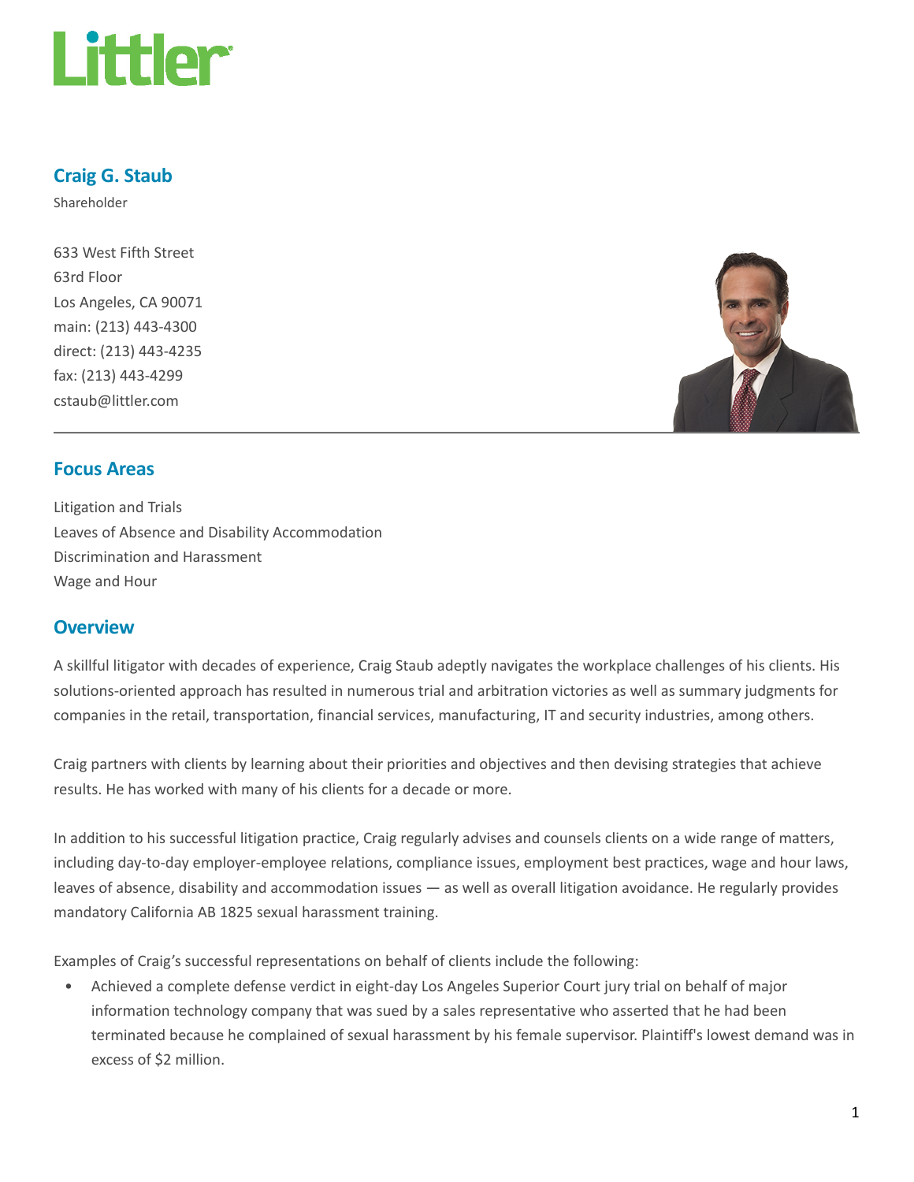# Craig G. Staub

Shareholder

633 West Fifth Street
63rd Floor
Los Angeles, CA 90071
main: (213) 443-4300
direct: (213) 443-4235
fax: (213) 443-4299
cstaub@littler.com

## Focus Areas

Litigation and Trials
Leaves of Absence and Disability Accommodation
Discrimination and Harassment
Wage and Hour

## Overview

A skillful litigator with decades of experience, Craig Staub adeptly navigates the workplace challenges of his clients. His solutions-oriented approach has resulted in numerous trial and arbitration victories as well as summary judgments for companies in the retail, transportation, financial services, manufacturing, IT and security industries, among others.

Craig partners with clients by learning about their priorities and objectives and then devising strategies that achieve results. He has worked with many of his clients for a decade or more.

In addition to his successful litigation practice, Craig regularly advises and counsels clients on a wide range of matters, including day-to-day employer-employee relations, compliance issues, employment best practices, wage and hour laws, leaves of absence, disability and accommodation issues — as well as overall litigation avoidance. He regularly provides mandatory California AB 1825 sexual harassment training.

Examples of Craig's successful representations on behalf of clients include the following:

- Achieved a complete defense verdict in eight-day Los Angeles Superior Court jury trial on behalf of major information technology company that was sued by a sales representative who asserted that he had been terminated because he complained of sexual harassment by his female supervisor. Plaintiff's lowest demand was in excess of $2 million.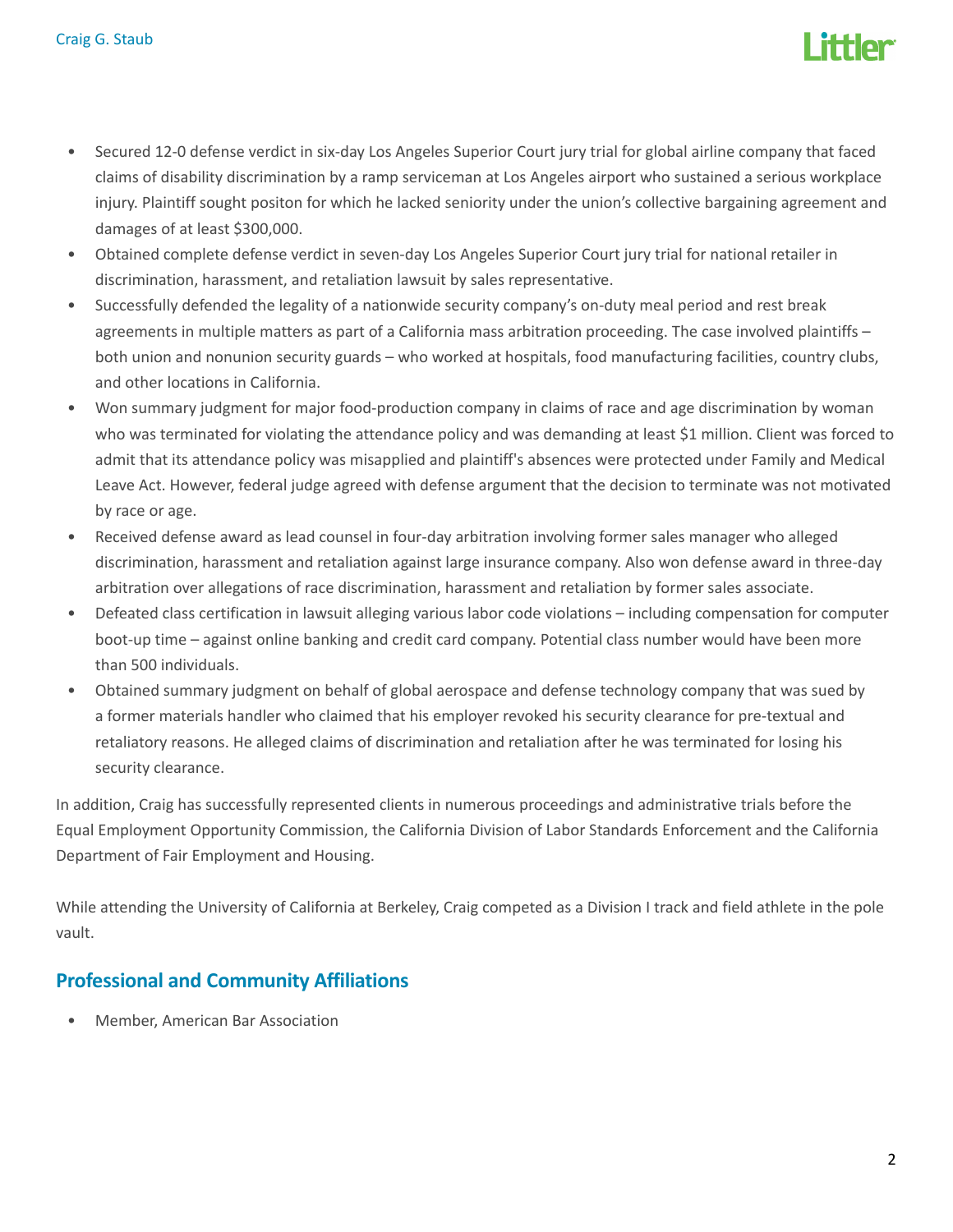- Secured 12-0 defense verdict in six-day Los Angeles Superior Court jury trial for global airline company that faced claims of disability discrimination by a ramp serviceman at Los Angeles airport who sustained a serious workplace injury. Plaintiff sought positon for which he lacked seniority under the union's collective bargaining agreement and damages of at least $300,000.
- Obtained complete defense verdict in seven-day Los Angeles Superior Court jury trial for national retailer in discrimination, harassment, and retaliation lawsuit by sales representative.
- Successfully defended the legality of a nationwide security company's on-duty meal period and rest break agreements in multiple matters as part of a California mass arbitration proceeding. The case involved plaintiffs – both union and nonunion security guards – who worked at hospitals, food manufacturing facilities, country clubs, and other locations in California.
- Won summary judgment for major food-production company in claims of race and age discrimination by woman who was terminated for violating the attendance policy and was demanding at least $1 million. Client was forced to admit that its attendance policy was misapplied and plaintiff's absences were protected under Family and Medical Leave Act. However, federal judge agreed with defense argument that the decision to terminate was not motivated by race or age.
- Received defense award as lead counsel in four-day arbitration involving former sales manager who alleged discrimination, harassment and retaliation against large insurance company. Also won defense award in three-day arbitration over allegations of race discrimination, harassment and retaliation by former sales associate.
- Defeated class certification in lawsuit alleging various labor code violations – including compensation for computer boot-up time – against online banking and credit card company. Potential class number would have been more than 500 individuals.
- Obtained summary judgment on behalf of global aerospace and defense technology company that was sued by a former materials handler who claimed that his employer revoked his security clearance for pre-textual and retaliatory reasons. He alleged claims of discrimination and retaliation after he was terminated for losing his security clearance.

In addition, Craig has successfully represented clients in numerous proceedings and administrative trials before the Equal Employment Opportunity Commission, the California Division of Labor Standards Enforcement and the California Department of Fair Employment and Housing.

While attending the University of California at Berkeley, Craig competed as a Division I track and field athlete in the pole vault.

## Professional and Community Affiliations

- Member, American Bar Association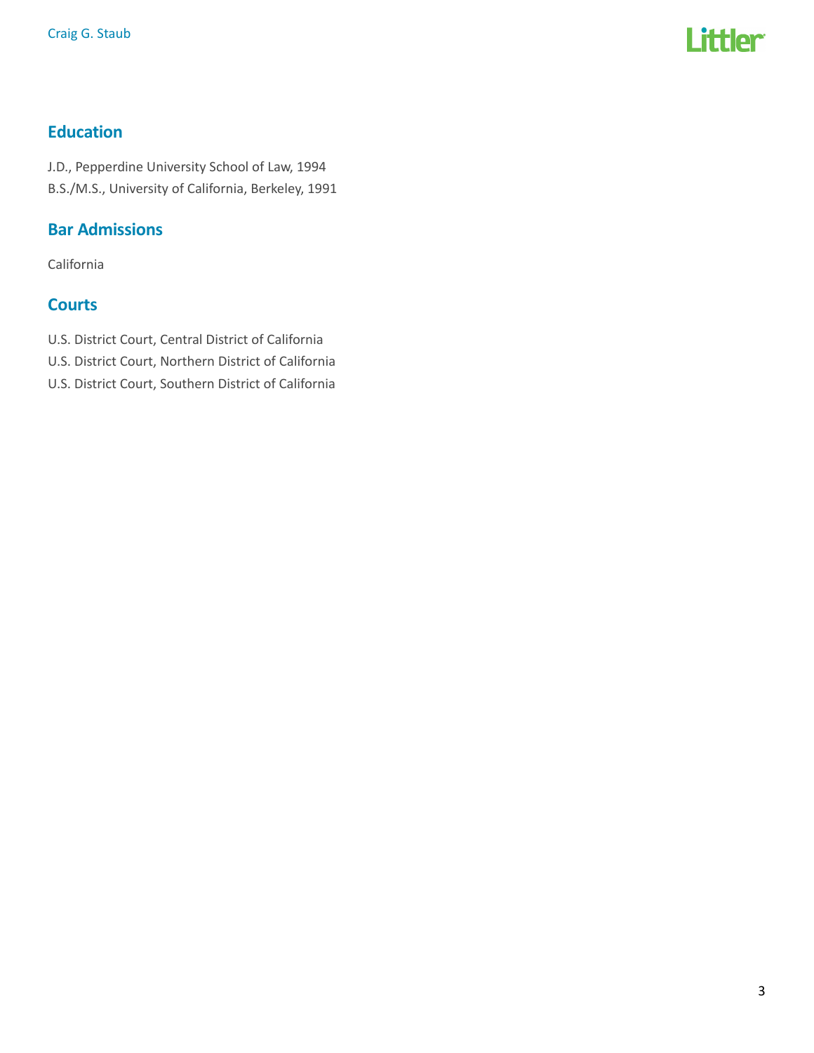## Education

J.D., Pepperdine University School of Law, 1994

B.S./M.S., University of California, Berkeley, 1991

## Bar Admissions

California

## Courts

U.S. District Court, Central District of California

U.S. District Court, Northern District of California

U.S. District Court, Southern District of California